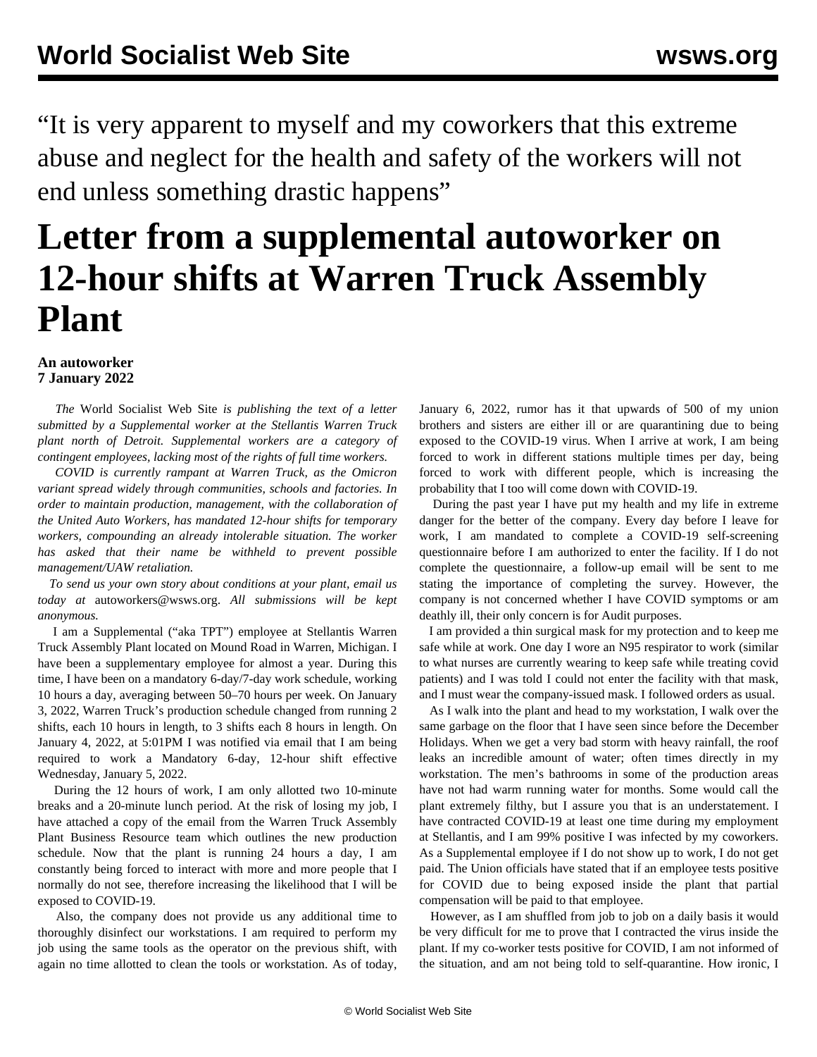“It is very apparent to myself and my coworkers that this extreme abuse and neglect for the health and safety of the workers will not end unless something drastic happens”

# Letter from a supplemental autoworker on 12-hour shifts at Warren Truck Assembly Plant

**An autoworker**
**7 January 2022**

*The* World Socialist Web Site *is publishing the text of a letter submitted by a Supplemental worker at the Stellantis Warren Truck plant north of Detroit. Supplemental workers are a category of contingent employees, lacking most of the rights of full time workers.*

*COVID is currently rampant at Warren Truck, as the Omicron variant spread widely through communities, schools and factories. In order to maintain production, management, with the collaboration of the United Auto Workers, has mandated 12-hour shifts for temporary workers, compounding an already intolerable situation. The worker has asked that their name be withheld to prevent possible management/UAW retaliation.*

*To send us your own story about conditions at your plant, email us today at* autoworkers@wsws.org. *All submissions will be kept anonymous.*

I am a Supplemental (“aka TPT”) employee at Stellantis Warren Truck Assembly Plant located on Mound Road in Warren, Michigan. I have been a supplementary employee for almost a year. During this time, I have been on a mandatory 6-day/7-day work schedule, working 10 hours a day, averaging between 50–70 hours per week. On January 3, 2022, Warren Truck’s production schedule changed from running 2 shifts, each 10 hours in length, to 3 shifts each 8 hours in length. On January 4, 2022, at 5:01PM I was notified via email that I am being required to work a Mandatory 6-day, 12-hour shift effective Wednesday, January 5, 2022.

During the 12 hours of work, I am only allotted two 10-minute breaks and a 20-minute lunch period. At the risk of losing my job, I have attached a copy of the email from the Warren Truck Assembly Plant Business Resource team which outlines the new production schedule. Now that the plant is running 24 hours a day, I am constantly being forced to interact with more and more people that I normally do not see, therefore increasing the likelihood that I will be exposed to COVID-19.

Also, the company does not provide us any additional time to thoroughly disinfect our workstations. I am required to perform my job using the same tools as the operator on the previous shift, with again no time allotted to clean the tools or workstation. As of today, January 6, 2022, rumor has it that upwards of 500 of my union brothers and sisters are either ill or are quarantining due to being exposed to the COVID-19 virus. When I arrive at work, I am being forced to work in different stations multiple times per day, being forced to work with different people, which is increasing the probability that I too will come down with COVID-19.

During the past year I have put my health and my life in extreme danger for the better of the company. Every day before I leave for work, I am mandated to complete a COVID-19 self-screening questionnaire before I am authorized to enter the facility. If I do not complete the questionnaire, a follow-up email will be sent to me stating the importance of completing the survey. However, the company is not concerned whether I have COVID symptoms or am deathly ill, their only concern is for Audit purposes.

I am provided a thin surgical mask for my protection and to keep me safe while at work. One day I wore an N95 respirator to work (similar to what nurses are currently wearing to keep safe while treating covid patients) and I was told I could not enter the facility with that mask, and I must wear the company-issued mask. I followed orders as usual.

As I walk into the plant and head to my workstation, I walk over the same garbage on the floor that I have seen since before the December Holidays. When we get a very bad storm with heavy rainfall, the roof leaks an incredible amount of water; often times directly in my workstation. The men’s bathrooms in some of the production areas have not had warm running water for months. Some would call the plant extremely filthy, but I assure you that is an understatement. I have contracted COVID-19 at least one time during my employment at Stellantis, and I am 99% positive I was infected by my coworkers. As a Supplemental employee if I do not show up to work, I do not get paid. The Union officials have stated that if an employee tests positive for COVID due to being exposed inside the plant that partial compensation will be paid to that employee.

However, as I am shuffled from job to job on a daily basis it would be very difficult for me to prove that I contracted the virus inside the plant. If my co-worker tests positive for COVID, I am not informed of the situation, and am not being told to self-quarantine. How ironic, I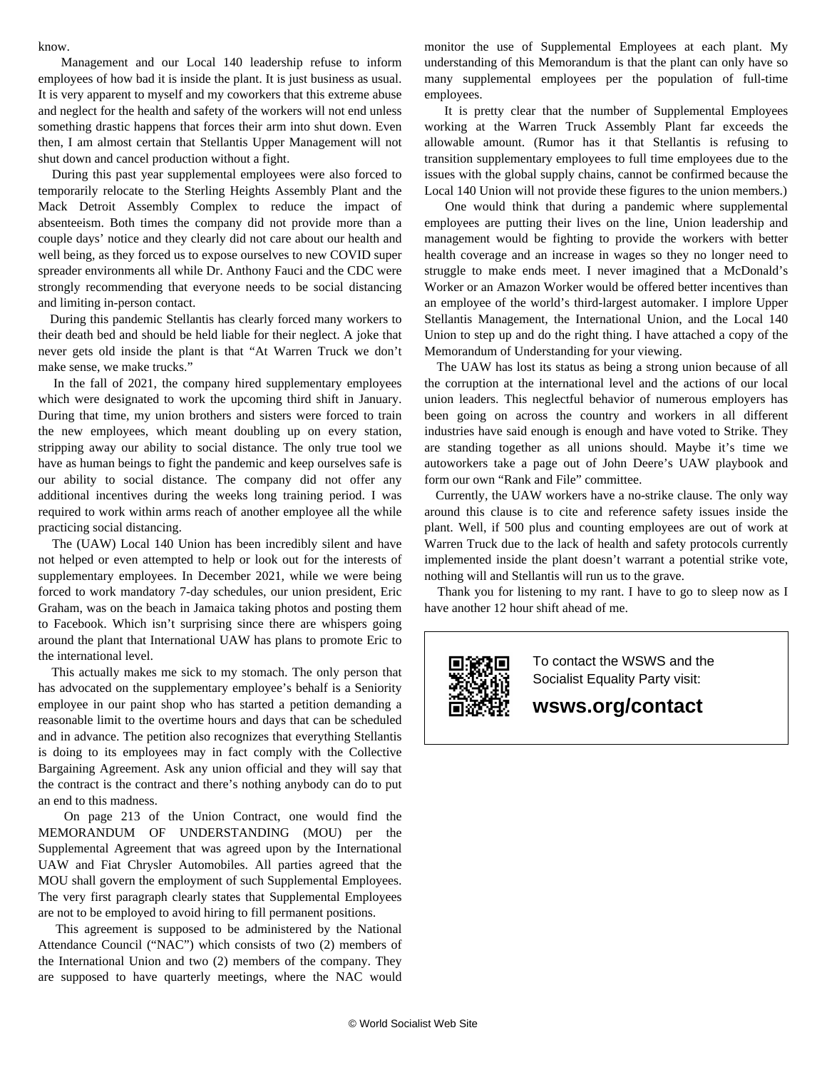know.

Management and our Local 140 leadership refuse to inform employees of how bad it is inside the plant. It is just business as usual. It is very apparent to myself and my coworkers that this extreme abuse and neglect for the health and safety of the workers will not end unless something drastic happens that forces their arm into shut down. Even then, I am almost certain that Stellantis Upper Management will not shut down and cancel production without a fight.

During this past year supplemental employees were also forced to temporarily relocate to the Sterling Heights Assembly Plant and the Mack Detroit Assembly Complex to reduce the impact of absenteeism. Both times the company did not provide more than a couple days' notice and they clearly did not care about our health and well being, as they forced us to expose ourselves to new COVID super spreader environments all while Dr. Anthony Fauci and the CDC were strongly recommending that everyone needs to be social distancing and limiting in-person contact.

During this pandemic Stellantis has clearly forced many workers to their death bed and should be held liable for their neglect. A joke that never gets old inside the plant is that "At Warren Truck we don't make sense, we make trucks."

In the fall of 2021, the company hired supplementary employees which were designated to work the upcoming third shift in January. During that time, my union brothers and sisters were forced to train the new employees, which meant doubling up on every station, stripping away our ability to social distance. The only true tool we have as human beings to fight the pandemic and keep ourselves safe is our ability to social distance. The company did not offer any additional incentives during the weeks long training period. I was required to work within arms reach of another employee all the while practicing social distancing.

The (UAW) Local 140 Union has been incredibly silent and have not helped or even attempted to help or look out for the interests of supplementary employees. In December 2021, while we were being forced to work mandatory 7-day schedules, our union president, Eric Graham, was on the beach in Jamaica taking photos and posting them to Facebook. Which isn't surprising since there are whispers going around the plant that International UAW has plans to promote Eric to the international level.

This actually makes me sick to my stomach. The only person that has advocated on the supplementary employee's behalf is a Seniority employee in our paint shop who has started a petition demanding a reasonable limit to the overtime hours and days that can be scheduled and in advance. The petition also recognizes that everything Stellantis is doing to its employees may in fact comply with the Collective Bargaining Agreement. Ask any union official and they will say that the contract is the contract and there's nothing anybody can do to put an end to this madness.

On page 213 of the Union Contract, one would find the MEMORANDUM OF UNDERSTANDING (MOU) per the Supplemental Agreement that was agreed upon by the International UAW and Fiat Chrysler Automobiles. All parties agreed that the MOU shall govern the employment of such Supplemental Employees. The very first paragraph clearly states that Supplemental Employees are not to be employed to avoid hiring to fill permanent positions.

This agreement is supposed to be administered by the National Attendance Council ("NAC") which consists of two (2) members of the International Union and two (2) members of the company. They are supposed to have quarterly meetings, where the NAC would monitor the use of Supplemental Employees at each plant. My understanding of this Memorandum is that the plant can only have so many supplemental employees per the population of full-time employees.

It is pretty clear that the number of Supplemental Employees working at the Warren Truck Assembly Plant far exceeds the allowable amount. (Rumor has it that Stellantis is refusing to transition supplementary employees to full time employees due to the issues with the global supply chains, cannot be confirmed because the Local 140 Union will not provide these figures to the union members.)

One would think that during a pandemic where supplemental employees are putting their lives on the line, Union leadership and management would be fighting to provide the workers with better health coverage and an increase in wages so they no longer need to struggle to make ends meet. I never imagined that a McDonald's Worker or an Amazon Worker would be offered better incentives than an employee of the world's third-largest automaker. I implore Upper Stellantis Management, the International Union, and the Local 140 Union to step up and do the right thing. I have attached a copy of the Memorandum of Understanding for your viewing.

The UAW has lost its status as being a strong union because of all the corruption at the international level and the actions of our local union leaders. This neglectful behavior of numerous employers has been going on across the country and workers in all different industries have said enough is enough and have voted to Strike. They are standing together as all unions should. Maybe it's time we autoworkers take a page out of John Deere's UAW playbook and form our own "Rank and File" committee.

Currently, the UAW workers have a no-strike clause. The only way around this clause is to cite and reference safety issues inside the plant. Well, if 500 plus and counting employees are out of work at Warren Truck due to the lack of health and safety protocols currently implemented inside the plant doesn't warrant a potential strike vote, nothing will and Stellantis will run us to the grave.

Thank you for listening to my rant. I have to go to sleep now as I have another 12 hour shift ahead of me.

To contact the WSWS and the Socialist Equality Party visit:

**wsws.org/contact**